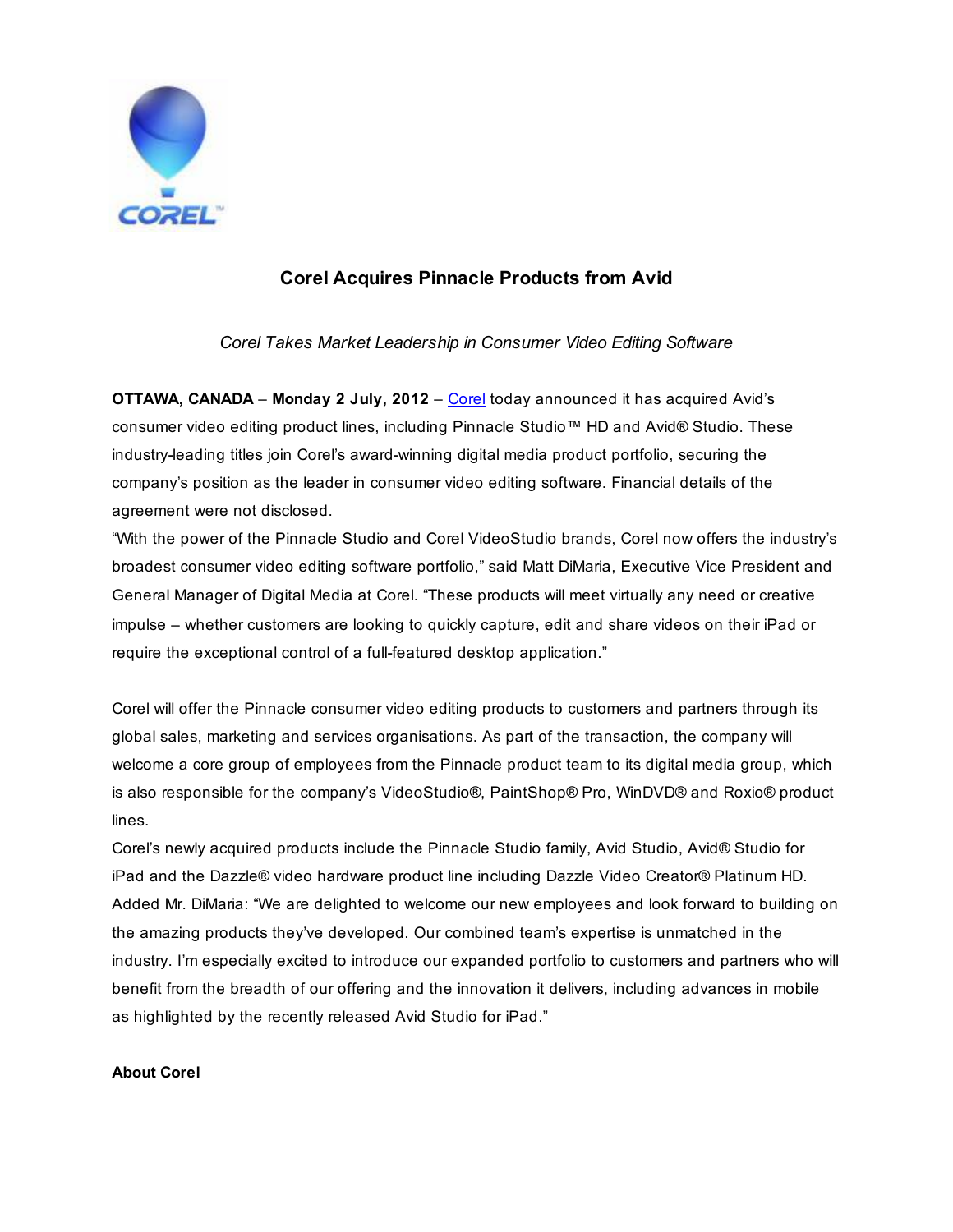# Corel Acquires Pinnacle Products from Avid

*Corel Takes Market Leadership in Consumer Video Editing Software*

**OTTAWA, CANADA** – **Monday 2 July, 2012** – Corel today announced it has acquired Avid's consumer video editing product lines, including Pinnacle Studio™ HD and Avid® Studio. These industry-leading titles join Corel's award-winning digital media product portfolio, securing the company's position as the leader in consumer video editing software. Financial details of the agreement were not disclosed.

"With the power of the Pinnacle Studio and Corel VideoStudio brands, Corel now offers the industry's broadest consumer video editing software portfolio," said Matt DiMaria, Executive Vice President and General Manager of Digital Media at Corel. "These products will meet virtually any need or creative impulse – whether customers are looking to quickly capture, edit and share videos on their iPad or require the exceptional control of a full-featured desktop application."

Corel will offer the Pinnacle consumer video editing products to customers and partners through its global sales, marketing and services organisations. As part of the transaction, the company will welcome a core group of employees from the Pinnacle product team to its digital media group, which is also responsible for the company's VideoStudio®, PaintShop® Pro, WinDVD® and Roxio® product lines.

Corel's newly acquired products include the Pinnacle Studio family, Avid Studio, Avid® Studio for iPad and the Dazzle® video hardware product line including Dazzle Video Creator® Platinum HD.

Added Mr. DiMaria: "We are delighted to welcome our new employees and look forward to building on the amazing products they've developed. Our combined team's expertise is unmatched in the industry. I'm especially excited to introduce our expanded portfolio to customers and partners who will benefit from the breadth of our offering and the innovation it delivers, including advances in mobile as highlighted by the recently released Avid Studio for iPad."

**About Corel**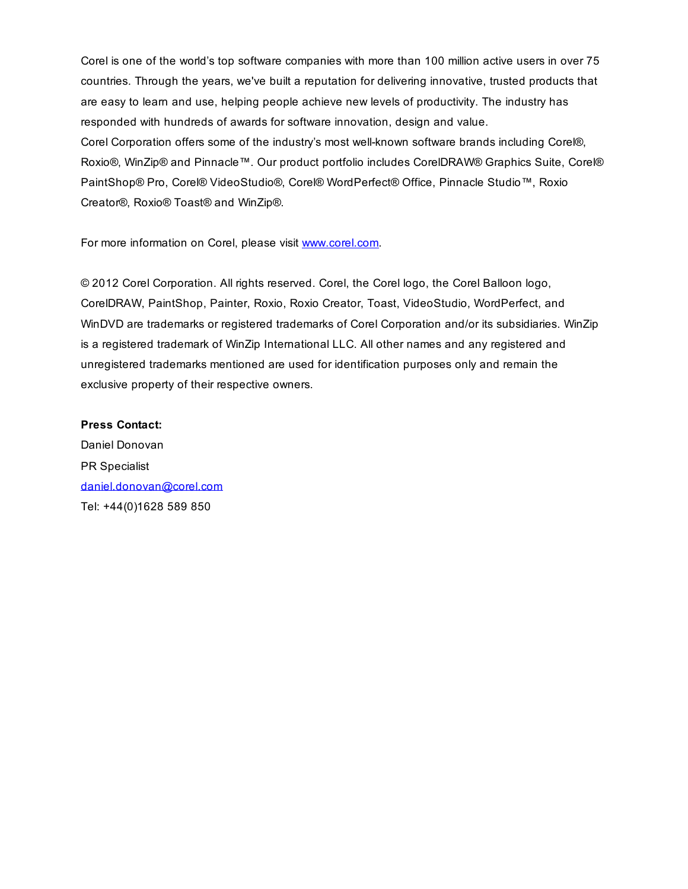Corel is one of the world's top software companies with more than 100 million active users in over 75 countries. Through the years, we've built a reputation for delivering innovative, trusted products that are easy to learn and use, helping people achieve new levels of productivity. The industry has responded with hundreds of awards for software innovation, design and value.
Corel Corporation offers some of the industry's most well-known software brands including Corel®, Roxio®, WinZip® and Pinnacle™. Our product portfolio includes CorelDRAW® Graphics Suite, Corel® PaintShop® Pro, Corel® VideoStudio®, Corel® WordPerfect® Office, Pinnacle Studio™, Roxio Creator®, Roxio® Toast® and WinZip®.

For more information on Corel, please visit www.corel.com.

© 2012 Corel Corporation. All rights reserved. Corel, the Corel logo, the Corel Balloon logo, CorelDRAW, PaintShop, Painter, Roxio, Roxio Creator, Toast, VideoStudio, WordPerfect, and WinDVD are trademarks or registered trademarks of Corel Corporation and/or its subsidiaries. WinZip is a registered trademark of WinZip International LLC. All other names and any registered and unregistered trademarks mentioned are used for identification purposes only and remain the exclusive property of their respective owners.

**Press Contact:**
Daniel Donovan
PR Specialist
daniel.donovan@corel.com
Tel: +44(0)1628 589 850